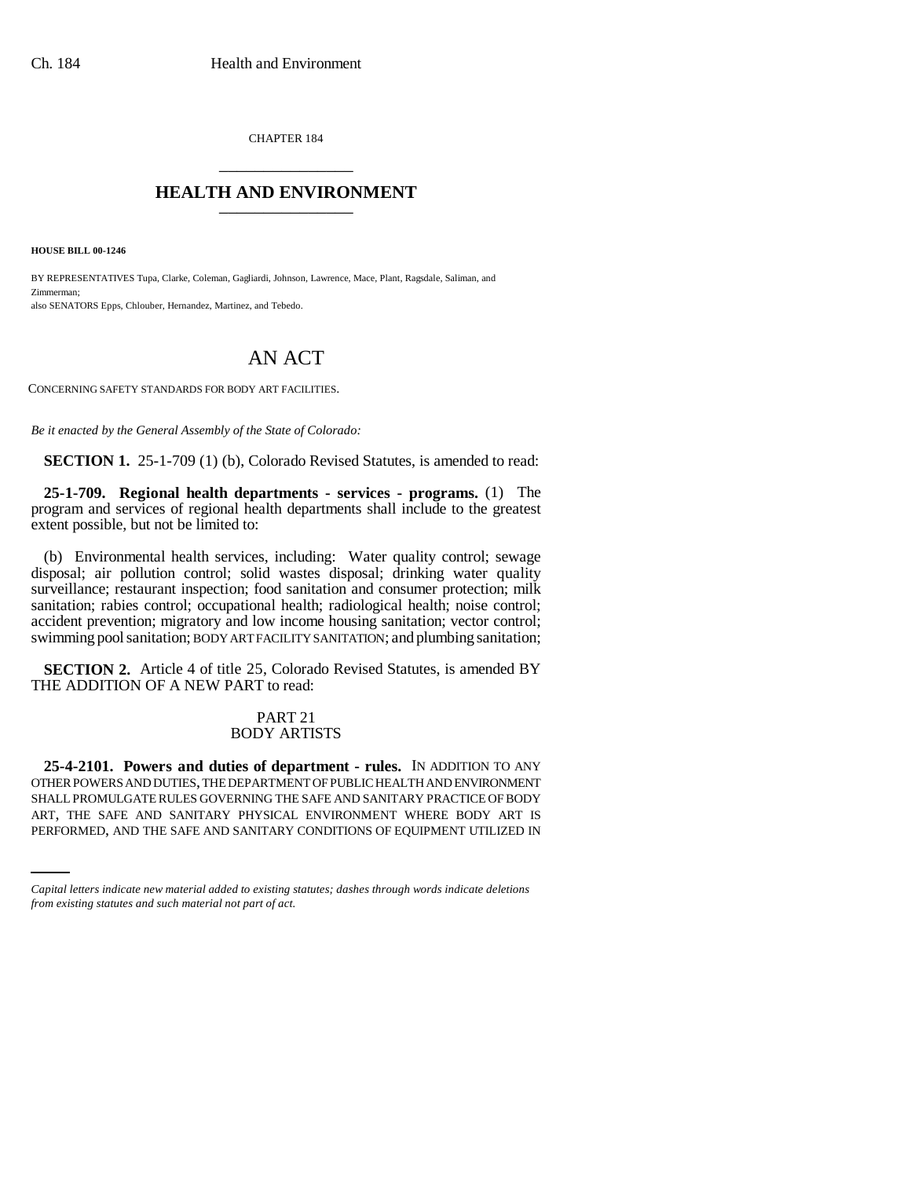CHAPTER 184

# HEALTH AND ENVIRONMENT

**HOUSE BILL 00-1246**

BY REPRESENTATIVES Tupa, Clarke, Coleman, Gagliardi, Johnson, Lawrence, Mace, Plant, Ragsdale, Saliman, and Zimmerman;
also SENATORS Epps, Chlouber, Hernandez, Martinez, and Tebedo.

# AN ACT

CONCERNING SAFETY STANDARDS FOR BODY ART FACILITIES.

*Be it enacted by the General Assembly of the State of Colorado:*

**SECTION 1.** 25-1-709 (1) (b), Colorado Revised Statutes, is amended to read:

**25-1-709. Regional health departments - services - programs.** (1) The program and services of regional health departments shall include to the greatest extent possible, but not be limited to:

(b) Environmental health services, including: Water quality control; sewage disposal; air pollution control; solid wastes disposal; drinking water quality surveillance; restaurant inspection; food sanitation and consumer protection; milk sanitation; rabies control; occupational health; radiological health; noise control; accident prevention; migratory and low income housing sanitation; vector control; swimming pool sanitation; BODY ART FACILITY SANITATION; and plumbing sanitation;

**SECTION 2.** Article 4 of title 25, Colorado Revised Statutes, is amended BY THE ADDITION OF A NEW PART to read:

PART 21
BODY ARTISTS

**25-4-2101. Powers and duties of department - rules.** IN ADDITION TO ANY OTHER POWERS AND DUTIES, THE DEPARTMENT OF PUBLIC HEALTH AND ENVIRONMENT SHALL PROMULGATE RULES GOVERNING THE SAFE AND SANITARY PRACTICE OF BODY ART, THE SAFE AND SANITARY PHYSICAL ENVIRONMENT WHERE BODY ART IS PERFORMED, AND THE SAFE AND SANITARY CONDITIONS OF EQUIPMENT UTILIZED IN

*Capital letters indicate new material added to existing statutes; dashes through words indicate deletions from existing statutes and such material not part of act.*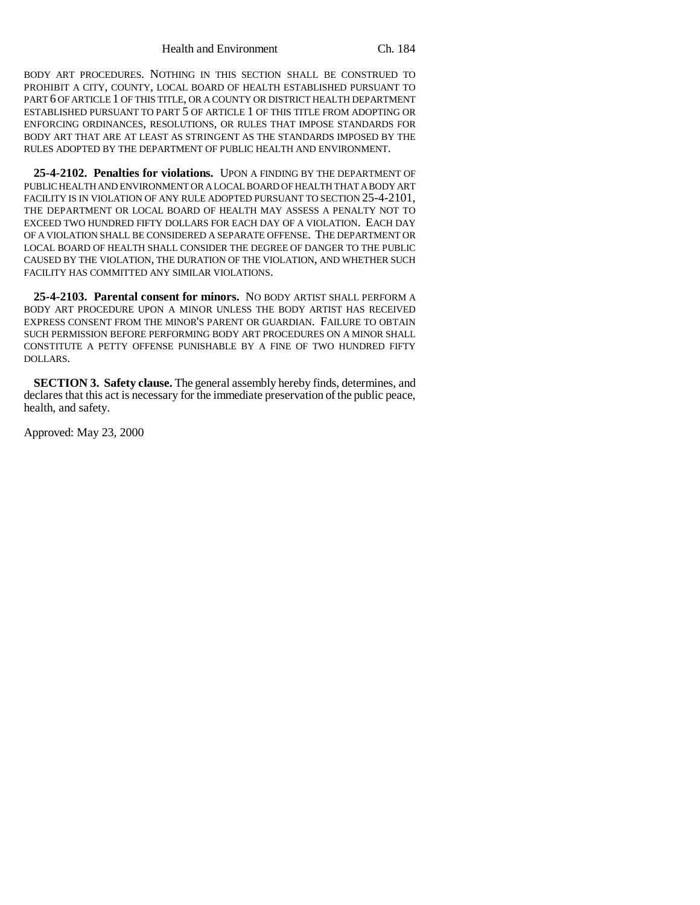BODY ART PROCEDURES. NOTHING IN THIS SECTION SHALL BE CONSTRUED TO PROHIBIT A CITY, COUNTY, LOCAL BOARD OF HEALTH ESTABLISHED PURSUANT TO PART 6 OF ARTICLE 1 OF THIS TITLE, OR A COUNTY OR DISTRICT HEALTH DEPARTMENT ESTABLISHED PURSUANT TO PART 5 OF ARTICLE 1 OF THIS TITLE FROM ADOPTING OR ENFORCING ORDINANCES, RESOLUTIONS, OR RULES THAT IMPOSE STANDARDS FOR BODY ART THAT ARE AT LEAST AS STRINGENT AS THE STANDARDS IMPOSED BY THE RULES ADOPTED BY THE DEPARTMENT OF PUBLIC HEALTH AND ENVIRONMENT.

**25-4-2102. Penalties for violations.** UPON A FINDING BY THE DEPARTMENT OF PUBLIC HEALTH AND ENVIRONMENT OR A LOCAL BOARD OF HEALTH THAT A BODY ART FACILITY IS IN VIOLATION OF ANY RULE ADOPTED PURSUANT TO SECTION 25-4-2101, THE DEPARTMENT OR LOCAL BOARD OF HEALTH MAY ASSESS A PENALTY NOT TO EXCEED TWO HUNDRED FIFTY DOLLARS FOR EACH DAY OF A VIOLATION. EACH DAY OF A VIOLATION SHALL BE CONSIDERED A SEPARATE OFFENSE. THE DEPARTMENT OR LOCAL BOARD OF HEALTH SHALL CONSIDER THE DEGREE OF DANGER TO THE PUBLIC CAUSED BY THE VIOLATION, THE DURATION OF THE VIOLATION, AND WHETHER SUCH FACILITY HAS COMMITTED ANY SIMILAR VIOLATIONS.

**25-4-2103. Parental consent for minors.** NO BODY ARTIST SHALL PERFORM A BODY ART PROCEDURE UPON A MINOR UNLESS THE BODY ARTIST HAS RECEIVED EXPRESS CONSENT FROM THE MINOR'S PARENT OR GUARDIAN. FAILURE TO OBTAIN SUCH PERMISSION BEFORE PERFORMING BODY ART PROCEDURES ON A MINOR SHALL CONSTITUTE A PETTY OFFENSE PUNISHABLE BY A FINE OF TWO HUNDRED FIFTY DOLLARS.

**SECTION 3. Safety clause.** The general assembly hereby finds, determines, and declares that this act is necessary for the immediate preservation of the public peace, health, and safety.

Approved: May 23, 2000